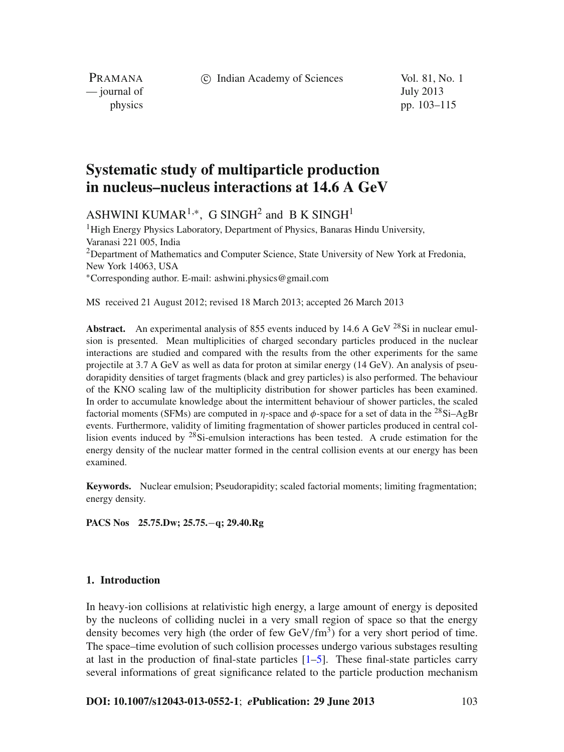# Systematic study of multiparticle production in nucleus–nucleus interactions at 14.6 A GeV

ASHWINI KUMAR[1,*], G SINGH[2] and B K SINGH[1]

[1]High Energy Physics Laboratory, Department of Physics, Banaras Hindu University, Varanasi 221 005, India

[2]Department of Mathematics and Computer Science, State University of New York at Fredonia, New York 14063, USA

[*]Corresponding author. E-mail: ashwini.physics@gmail.com

MS received 21 August 2012; revised 18 March 2013; accepted 26 March 2013

**Abstract.** An experimental analysis of 855 events induced by 14.6 A GeV $^{28}$Si in nuclear emulsion is presented. Mean multiplicities of charged secondary particles produced in the nuclear interactions are studied and compared with the results from the other experiments for the same projectile at 3.7 A GeV as well as data for proton at similar energy (14 GeV). An analysis of pseudorapidity densities of target fragments (black and grey particles) is also performed. The behaviour of the KNO scaling law of the multiplicity distribution for shower particles has been examined. In order to accumulate knowledge about the intermittent behaviour of shower particles, the scaled factorial moments (SFMs) are computed in $\eta$-space and $\phi$-space for a set of data in the $^{28}$Si–AgBr events. Furthermore, validity of limiting fragmentation of shower particles produced in central collision events induced by $^{28}$Si-emulsion interactions has been tested. A crude estimation for the energy density of the nuclear matter formed in the central collision events at our energy has been examined.

**Keywords.** Nuclear emulsion; Pseudorapidity; scaled factorial moments; limiting fragmentation; energy density.

**PACS Nos** 25.75.Dw; 25.75.−q; 29.40.Rg

## 1. Introduction

In heavy-ion collisions at relativistic high energy, a large amount of energy is deposited by the nucleons of colliding nuclei in a very small region of space so that the energy density becomes very high (the order of few GeV/fm$^3$) for a very short period of time. The space–time evolution of such collision processes undergo various substages resulting at last in the production of final-state particles [1–5]. These final-state particles carry several informations of great significance related to the particle production mechanism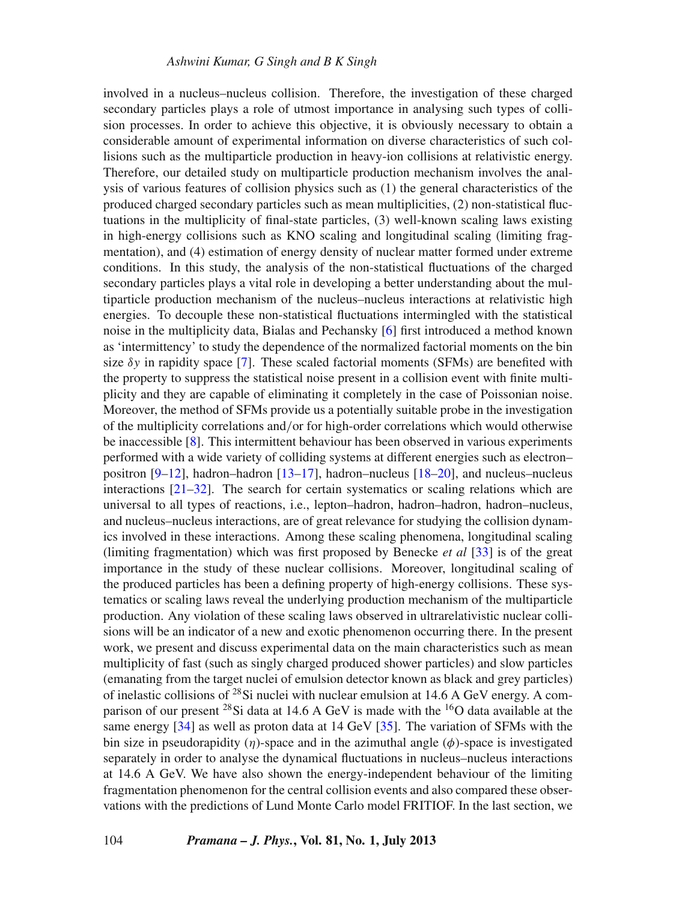involved in a nucleus–nucleus collision. Therefore, the investigation of these charged secondary particles plays a role of utmost importance in analysing such types of collision processes. In order to achieve this objective, it is obviously necessary to obtain a considerable amount of experimental information on diverse characteristics of such collisions such as the multiparticle production in heavy-ion collisions at relativistic energy. Therefore, our detailed study on multiparticle production mechanism involves the analysis of various features of collision physics such as (1) the general characteristics of the produced charged secondary particles such as mean multiplicities, (2) non-statistical fluctuations in the multiplicity of final-state particles, (3) well-known scaling laws existing in high-energy collisions such as KNO scaling and longitudinal scaling (limiting fragmentation), and (4) estimation of energy density of nuclear matter formed under extreme conditions. In this study, the analysis of the non-statistical fluctuations of the charged secondary particles plays a vital role in developing a better understanding about the multiparticle production mechanism of the nucleus–nucleus interactions at relativistic high energies. To decouple these non-statistical fluctuations intermingled with the statistical noise in the multiplicity data, Bialas and Pechansky [6] first introduced a method known as 'intermittency' to study the dependence of the normalized factorial moments on the bin size $\delta y$ in rapidity space [7]. These scaled factorial moments (SFMs) are benefited with the property to suppress the statistical noise present in a collision event with finite multiplicity and they are capable of eliminating it completely in the case of Poissonian noise. Moreover, the method of SFMs provide us a potentially suitable probe in the investigation of the multiplicity correlations and/or for high-order correlations which would otherwise be inaccessible [8]. This intermittent behaviour has been observed in various experiments performed with a wide variety of colliding systems at different energies such as electron–positron [9–12], hadron–hadron [13–17], hadron–nucleus [18–20], and nucleus–nucleus interactions [21–32]. The search for certain systematics or scaling relations which are universal to all types of reactions, i.e., lepton–hadron, hadron–hadron, hadron–nucleus, and nucleus–nucleus interactions, are of great relevance for studying the collision dynamics involved in these interactions. Among these scaling phenomena, longitudinal scaling (limiting fragmentation) which was first proposed by Benecke *et al* [33] is of the great importance in the study of these nuclear collisions. Moreover, longitudinal scaling of the produced particles has been a defining property of high-energy collisions. These systematics or scaling laws reveal the underlying production mechanism of the multiparticle production. Any violation of these scaling laws observed in ultrarelativistic nuclear collisions will be an indicator of a new and exotic phenomenon occurring there. In the present work, we present and discuss experimental data on the main characteristics such as mean multiplicity of fast (such as singly charged produced shower particles) and slow particles (emanating from the target nuclei of emulsion detector known as black and grey particles) of inelastic collisions of $^{28}$Si nuclei with nuclear emulsion at 14.6 A GeV energy. A comparison of our present $^{28}$Si data at 14.6 A GeV is made with the $^{16}$O data available at the same energy [34] as well as proton data at 14 GeV [35]. The variation of SFMs with the bin size in pseudorapidity ($\eta$)-space and in the azimuthal angle ($\phi$)-space is investigated separately in order to analyse the dynamical fluctuations in nucleus–nucleus interactions at 14.6 A GeV. We have also shown the energy-independent behaviour of the limiting fragmentation phenomenon for the central collision events and also compared these observations with the predictions of Lund Monte Carlo model FRITIOF. In the last section, we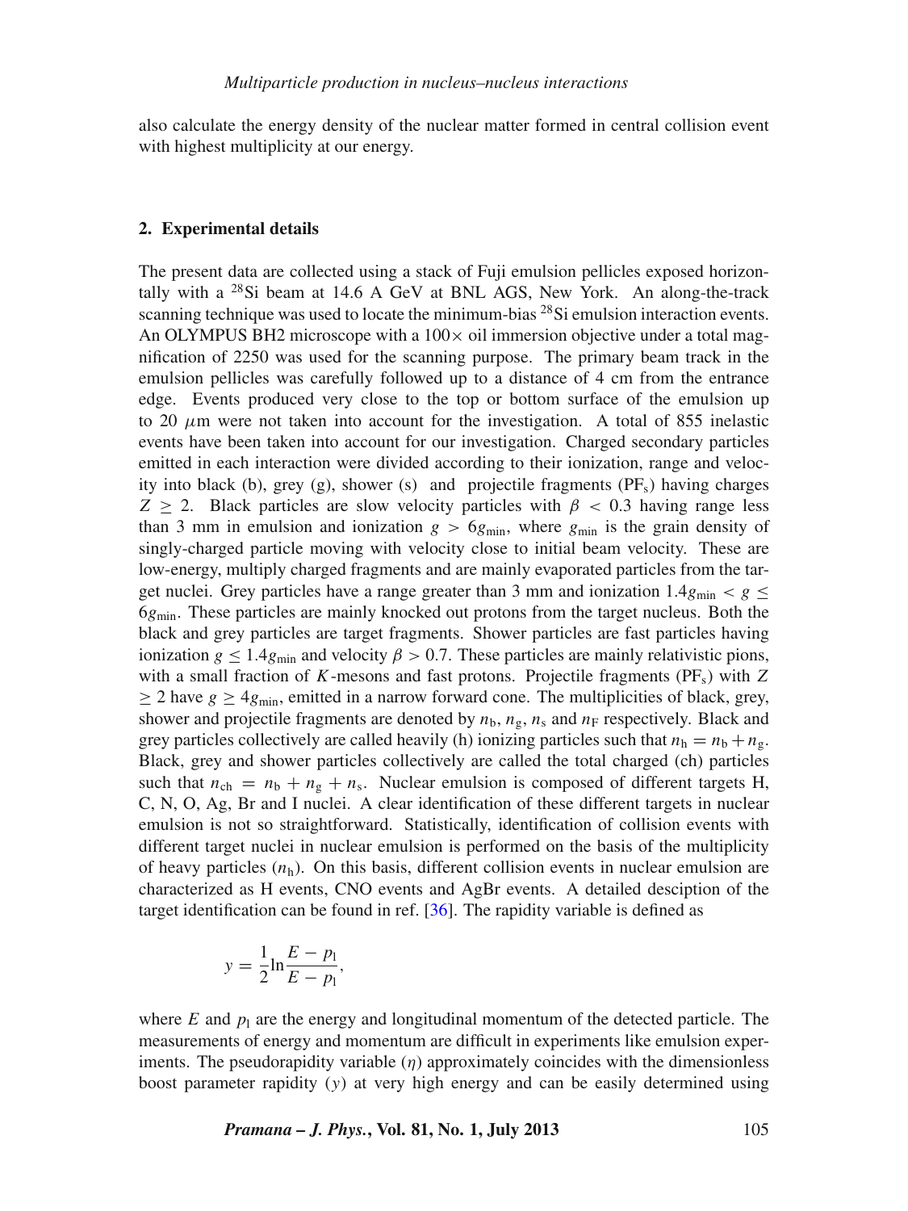also calculate the energy density of the nuclear matter formed in central collision event with highest multiplicity at our energy.

## 2. Experimental details

The present data are collected using a stack of Fuji emulsion pellicles exposed horizontally with a $^{28}$Si beam at 14.6 A GeV at BNL AGS, New York. An along-the-track scanning technique was used to locate the minimum-bias $^{28}$Si emulsion interaction events. An OLYMPUS BH2 microscope with a $100\times$ oil immersion objective under a total magnification of 2250 was used for the scanning purpose. The primary beam track in the emulsion pellicles was carefully followed up to a distance of 4 cm from the entrance edge. Events produced very close to the top or bottom surface of the emulsion up to 20 $\mu$m were not taken into account for the investigation. A total of 855 inelastic events have been taken into account for our investigation. Charged secondary particles emitted in each interaction were divided according to their ionization, range and velocity into black (b), grey (g), shower (s) and projectile fragments ($\mathrm{PF_s}$) having charges $Z \geq 2$. Black particles are slow velocity particles with $\beta < 0.3$ having range less than 3 mm in emulsion and ionization $g > 6g_{\mathrm{min}}$, where $g_{\mathrm{min}}$ is the grain density of singly-charged particle moving with velocity close to initial beam velocity. These are low-energy, multiply charged fragments and are mainly evaporated particles from the target nuclei. Grey particles have a range greater than 3 mm and ionization $1.4g_{\mathrm{min}} < g \leq 6g_{\mathrm{min}}$. These particles are mainly knocked out protons from the target nucleus. Both the black and grey particles are target fragments. Shower particles are fast particles having ionization $g \leq 1.4g_{\mathrm{min}}$ and velocity $\beta > 0.7$. These particles are mainly relativistic pions, with a small fraction of $K$-mesons and fast protons. Projectile fragments ($\mathrm{PF_s}$) with $Z \geq 2$ have $g \geq 4g_{\mathrm{min}}$, emitted in a narrow forward cone. The multiplicities of black, grey, shower and projectile fragments are denoted by $n_{\mathrm{b}}$, $n_{\mathrm{g}}$, $n_{\mathrm{s}}$ and $n_{\mathrm{F}}$ respectively. Black and grey particles collectively are called heavily (h) ionizing particles such that $n_{\mathrm{h}} = n_{\mathrm{b}} + n_{\mathrm{g}}$. Black, grey and shower particles collectively are called the total charged (ch) particles such that $n_{\mathrm{ch}} = n_{\mathrm{b}} + n_{\mathrm{g}} + n_{\mathrm{s}}$. Nuclear emulsion is composed of different targets H, C, N, O, Ag, Br and I nuclei. A clear identification of these different targets in nuclear emulsion is not so straightforward. Statistically, identification of collision events with different target nuclei in nuclear emulsion is performed on the basis of the multiplicity of heavy particles ($n_{\mathrm{h}}$). On this basis, different collision events in nuclear emulsion are characterized as H events, CNO events and AgBr events. A detailed desciption of the target identification can be found in ref. [36]. The rapidity variable is defined as

$$y = \frac{1}{2}\ln\frac{E - p_{\mathrm{l}}}{E - p_{\mathrm{l}}},$$

where $E$ and $p_{\mathrm{l}}$ are the energy and longitudinal momentum of the detected particle. The measurements of energy and momentum are difficult in experiments like emulsion experiments. The pseudorapidity variable ($\eta$) approximately coincides with the dimensionless boost parameter rapidity ($y$) at very high energy and can be easily determined using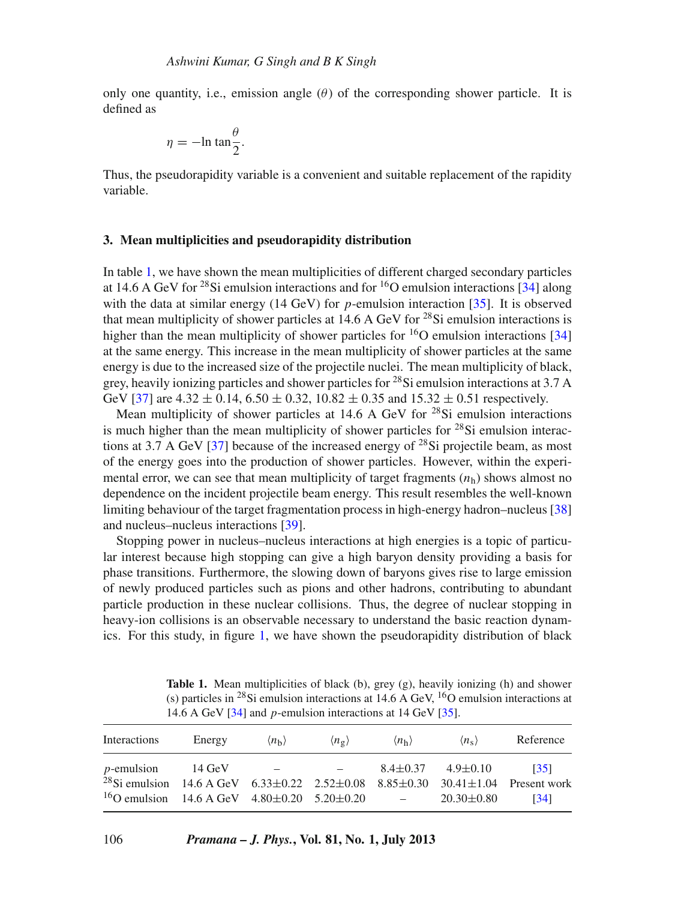only one quantity, i.e., emission angle ($\theta$) of the corresponding shower particle. It is defined as

$$\eta = -\ln \tan\frac{\theta}{2}.$$

Thus, the pseudorapidity variable is a convenient and suitable replacement of the rapidity variable.

### 3. Mean multiplicities and pseudorapidity distribution

In table 1, we have shown the mean multiplicities of different charged secondary particles at 14.6 A GeV for $^{28}$Si emulsion interactions and for $^{16}$O emulsion interactions [34] along with the data at similar energy (14 GeV) for $p$-emulsion interaction [35]. It is observed that mean multiplicity of shower particles at 14.6 A GeV for $^{28}$Si emulsion interactions is higher than the mean multiplicity of shower particles for $^{16}$O emulsion interactions [34] at the same energy. This increase in the mean multiplicity of shower particles at the same energy is due to the increased size of the projectile nuclei. The mean multiplicity of black, grey, heavily ionizing particles and shower particles for $^{28}$Si emulsion interactions at 3.7 A GeV [37] are 4.32 ± 0.14, 6.50 ± 0.32, 10.82 ± 0.35 and 15.32 ± 0.51 respectively.

Mean multiplicity of shower particles at 14.6 A GeV for $^{28}$Si emulsion interactions is much higher than the mean multiplicity of shower particles for $^{28}$Si emulsion interactions at 3.7 A GeV [37] because of the increased energy of $^{28}$Si projectile beam, as most of the energy goes into the production of shower particles. However, within the experimental error, we can see that mean multiplicity of target fragments ($n_{\mathrm{h}}$) shows almost no dependence on the incident projectile beam energy. This result resembles the well-known limiting behaviour of the target fragmentation process in high-energy hadron–nucleus [38] and nucleus–nucleus interactions [39].

Stopping power in nucleus–nucleus interactions at high energies is a topic of particular interest because high stopping can give a high baryon density providing a basis for phase transitions. Furthermore, the slowing down of baryons gives rise to large emission of newly produced particles such as pions and other hadrons, contributing to abundant particle production in these nuclear collisions. Thus, the degree of nuclear stopping in heavy-ion collisions is an observable necessary to understand the basic reaction dynamics. For this study, in figure 1, we have shown the pseudorapidity distribution of black

**Table 1.** Mean multiplicities of black (b), grey (g), heavily ionizing (h) and shower (s) particles in $^{28}$Si emulsion interactions at 14.6 A GeV, $^{16}$O emulsion interactions at 14.6 A GeV [34] and $p$-emulsion interactions at 14 GeV [35].

| Interactions | Energy | $\langle n_{\mathrm{b}}\rangle$ | $\langle n_{\mathrm{g}}\rangle$ | $\langle n_{\mathrm{h}}\rangle$ | $\langle n_{\mathrm{s}}\rangle$ | Reference |
|---|---|---|---|---|---|---|
| $p$-emulsion | 14 GeV | – | – | 8.4±0.37 | 4.9±0.10 | [35] |
| $^{28}$Si emulsion | 14.6 A GeV | 6.33±0.22 | 2.52±0.08 | 8.85±0.30 | 30.41±1.04 | Present work |
| $^{16}$O emulsion | 14.6 A GeV | 4.80±0.20 | 5.20±0.20 | – | 20.30±0.80 | [34] |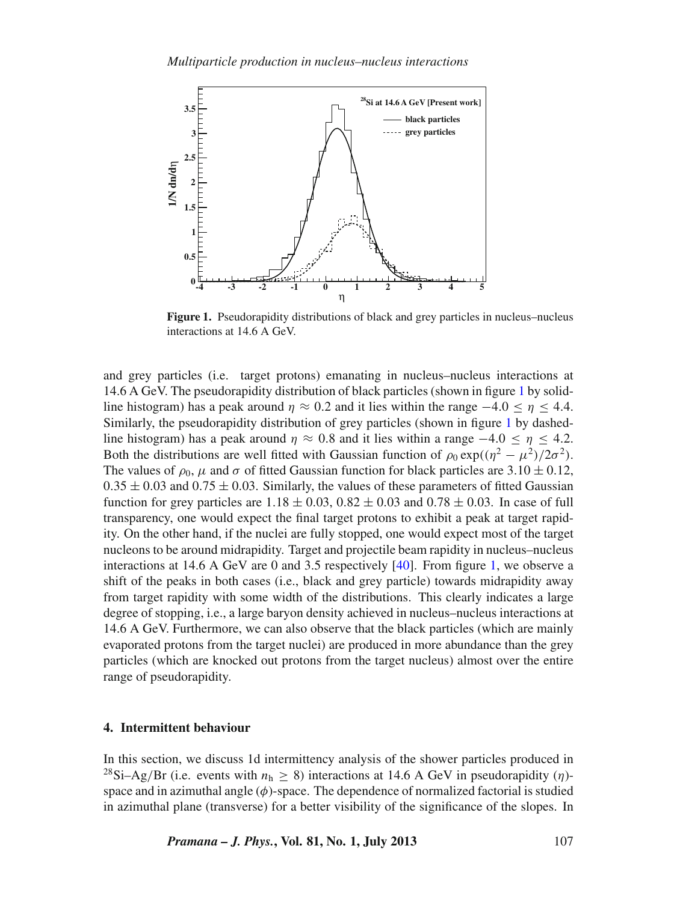Figure 1. Pseudorapidity distributions of black and grey particles in nucleus–nucleus interactions at 14.6 A GeV.

and grey particles (i.e. target protons) emanating in nucleus–nucleus interactions at 14.6 A GeV. The pseudorapidity distribution of black particles (shown in figure 1 by solid-line histogram) has a peak around $\eta \approx 0.2$ and it lies within the range $-4.0 \leq \eta \leq 4.4$. Similarly, the pseudorapidity distribution of grey particles (shown in figure 1 by dashed-line histogram) has a peak around $\eta \approx 0.8$ and it lies within a range $-4.0 \leq \eta \leq 4.2$. Both the distributions are well fitted with Gaussian function of $\rho_0 \exp((\eta^2 - \mu^2)/2\sigma^2)$. The values of $\rho_0$, $\mu$ and $\sigma$ of fitted Gaussian function for black particles are $3.10 \pm 0.12$, $0.35 \pm 0.03$ and $0.75 \pm 0.03$. Similarly, the values of these parameters of fitted Gaussian function for grey particles are $1.18 \pm 0.03$, $0.82 \pm 0.03$ and $0.78 \pm 0.03$. In case of full transparency, one would expect the final target protons to exhibit a peak at target rapidity. On the other hand, if the nuclei are fully stopped, one would expect most of the target nucleons to be around midrapidity. Target and projectile beam rapidity in nucleus–nucleus interactions at 14.6 A GeV are 0 and 3.5 respectively [40]. From figure 1, we observe a shift of the peaks in both cases (i.e., black and grey particle) towards midrapidity away from target rapidity with some width of the distributions. This clearly indicates a large degree of stopping, i.e., a large baryon density achieved in nucleus–nucleus interactions at 14.6 A GeV. Furthermore, we can also observe that the black particles (which are mainly evaporated protons from the target nuclei) are produced in more abundance than the grey particles (which are knocked out protons from the target nucleus) almost over the entire range of pseudorapidity.

## 4. Intermittent behaviour

In this section, we discuss 1d intermittency analysis of the shower particles produced in $^{28}$Si–Ag/Br (i.e. events with $n_h \geq 8$) interactions at 14.6 A GeV in pseudorapidity ($\eta$)-space and in azimuthal angle ($\phi$)-space. The dependence of normalized factorial is studied in azimuthal plane (transverse) for a better visibility of the significance of the slopes. In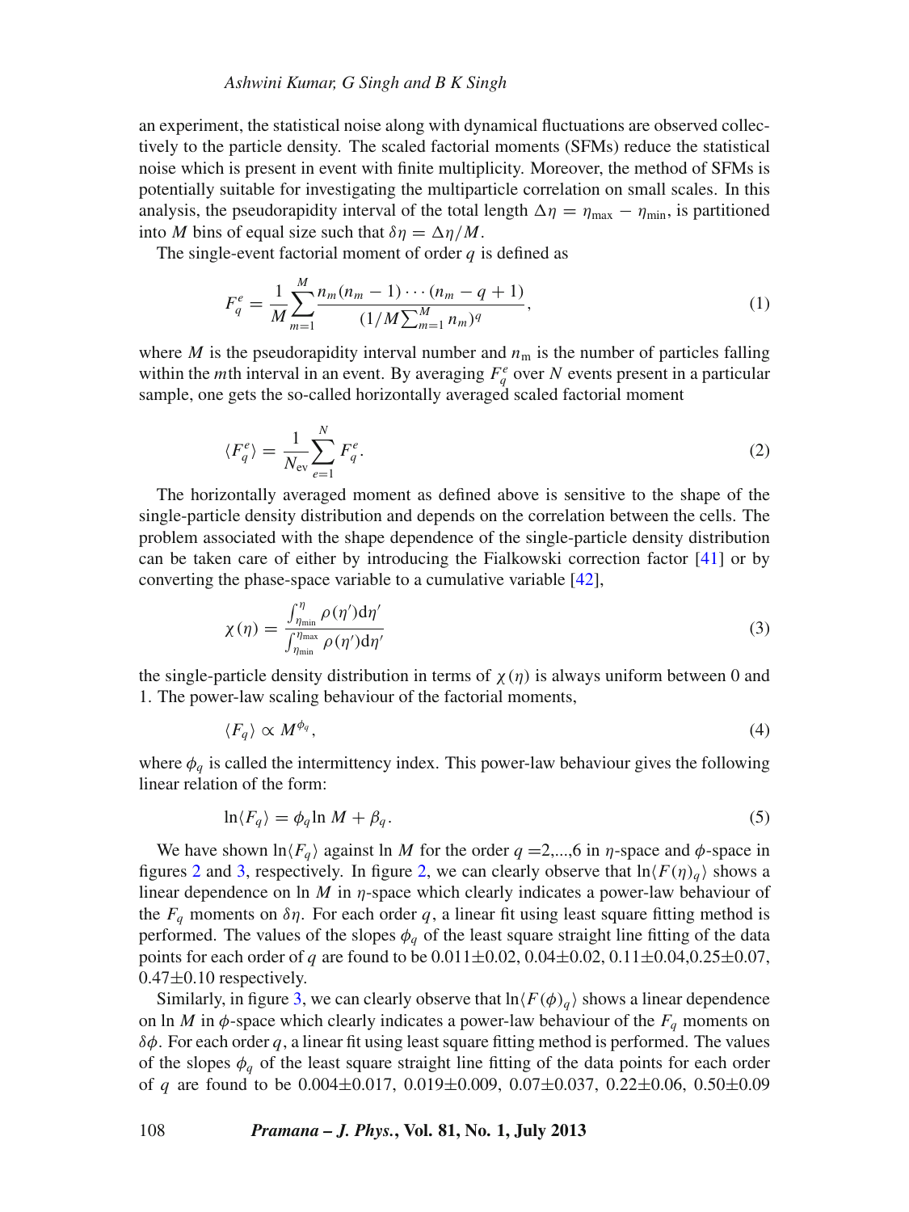an experiment, the statistical noise along with dynamical fluctuations are observed collectively to the particle density. The scaled factorial moments (SFMs) reduce the statistical noise which is present in event with finite multiplicity. Moreover, the method of SFMs is potentially suitable for investigating the multiparticle correlation on small scales. In this analysis, the pseudorapidity interval of the total length $\Delta\eta = \eta_{\max} - \eta_{\min}$, is partitioned into $M$ bins of equal size such that $\delta\eta = \Delta\eta/M$.

The single-event factorial moment of order $q$ is defined as

$$F_q^e = \frac{1}{M}\sum_{m=1}^{M}\frac{n_m(n_m-1)\cdots(n_m-q+1)}{(1/M\sum_{m=1}^{M}n_m)^q}, \tag{1}$$

where $M$ is the pseudorapidity interval number and $n_{\mathrm{m}}$ is the number of particles falling within the $m$th interval in an event. By averaging $F_q^e$ over $N$ events present in a particular sample, one gets the so-called horizontally averaged scaled factorial moment

$$\langle F_q^e\rangle = \frac{1}{N_{\mathrm{ev}}}\sum_{e=1}^{N} F_q^e. \tag{2}$$

The horizontally averaged moment as defined above is sensitive to the shape of the single-particle density distribution and depends on the correlation between the cells. The problem associated with the shape dependence of the single-particle density distribution can be taken care of either by introducing the Fialkowski correction factor [41] or by converting the phase-space variable to a cumulative variable [42],

$$\chi(\eta) = \frac{\int_{\eta_{\min}}^{\eta}\rho(\eta')\mathrm{d}\eta'}{\int_{\eta_{\min}}^{\eta_{\max}}\rho(\eta')\mathrm{d}\eta'} \tag{3}$$

the single-particle density distribution in terms of $\chi(\eta)$ is always uniform between 0 and 1. The power-law scaling behaviour of the factorial moments,

$$\langle F_q\rangle \propto M^{\phi_q}, \tag{4}$$

where $\phi_q$ is called the intermittency index. This power-law behaviour gives the following linear relation of the form:

$$\ln\langle F_q\rangle = \phi_q \ln M + \beta_q. \tag{5}$$

We have shown $\ln\langle F_q\rangle$ against $\ln M$ for the order $q$ =2,...,6 in $\eta$-space and $\phi$-space in figures 2 and 3, respectively. In figure 2, we can clearly observe that $\ln\langle F(\eta)_q\rangle$ shows a linear dependence on $\ln M$ in $\eta$-space which clearly indicates a power-law behaviour of the $F_q$ moments on $\delta\eta$. For each order $q$, a linear fit using least square fitting method is performed. The values of the slopes $\phi_q$ of the least square straight line fitting of the data points for each order of $q$ are found to be 0.011±0.02, 0.04±0.02, 0.11±0.04,0.25±0.07, 0.47±0.10 respectively.

Similarly, in figure 3, we can clearly observe that $\ln\langle F(\phi)_q\rangle$ shows a linear dependence on $\ln M$ in $\phi$-space which clearly indicates a power-law behaviour of the $F_q$ moments on $\delta\phi$. For each order $q$, a linear fit using least square fitting method is performed. The values of the slopes $\phi_q$ of the least square straight line fitting of the data points for each order of $q$ are found to be 0.004±0.017, 0.019±0.009, 0.07±0.037, 0.22±0.06, 0.50±0.09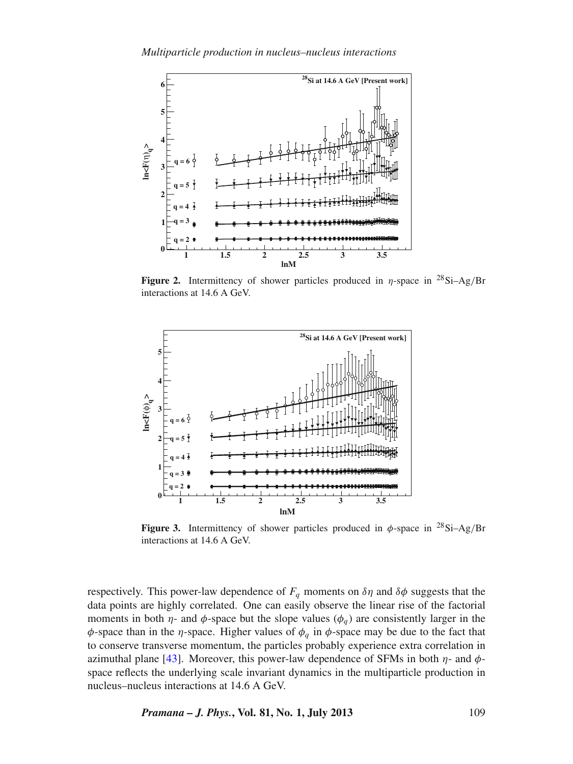**Figure 2.** Intermittency of shower particles produced in $\eta$-space in $^{28}$Si–Ag/Br interactions at 14.6 A GeV.

**Figure 3.** Intermittency of shower particles produced in $\phi$-space in $^{28}$Si–Ag/Br interactions at 14.6 A GeV.

respectively. This power-law dependence of $F_q$ moments on $\delta\eta$ and $\delta\phi$ suggests that the data points are highly correlated. One can easily observe the linear rise of the factorial moments in both $\eta$- and $\phi$-space but the slope values ($\phi_q$) are consistently larger in the $\phi$-space than in the $\eta$-space. Higher values of $\phi_q$ in $\phi$-space may be due to the fact that to conserve transverse momentum, the particles probably experience extra correlation in azimuthal plane [43]. Moreover, this power-law dependence of SFMs in both $\eta$- and $\phi$-space reflects the underlying scale invariant dynamics in the multiparticle production in nucleus–nucleus interactions at 14.6 A GeV.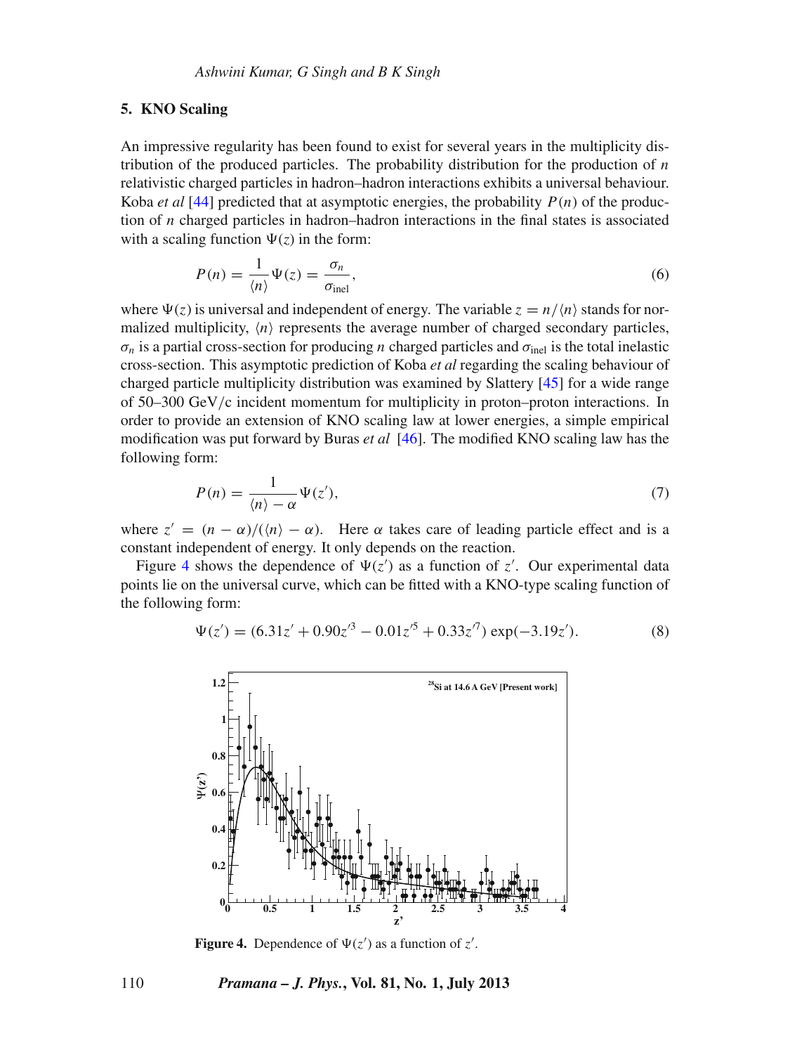## 5. KNO Scaling

An impressive regularity has been found to exist for several years in the multiplicity distribution of the produced particles. The probability distribution for the production of $n$ relativistic charged particles in hadron–hadron interactions exhibits a universal behaviour. Koba *et al* [44] predicted that at asymptotic energies, the probability $P(n)$ of the production of $n$ charged particles in hadron–hadron interactions in the final states is associated with a scaling function $\Psi(z)$ in the form:

$$P(n) = \frac{1}{\langle n \rangle}\Psi(z) = \frac{\sigma_n}{\sigma_{\text{inel}}}, \tag{6}$$

where $\Psi(z)$ is universal and independent of energy. The variable $z = n/\langle n \rangle$ stands for normalized multiplicity, $\langle n \rangle$ represents the average number of charged secondary particles, $\sigma_n$ is a partial cross-section for producing $n$ charged particles and $\sigma_{\text{inel}}$ is the total inelastic cross-section. This asymptotic prediction of Koba *et al* regarding the scaling behaviour of charged particle multiplicity distribution was examined by Slattery [45] for a wide range of 50–300 GeV/c incident momentum for multiplicity in proton–proton interactions. In order to provide an extension of KNO scaling law at lower energies, a simple empirical modification was put forward by Buras *et al* [46]. The modified KNO scaling law has the following form:

$$P(n) = \frac{1}{\langle n \rangle - \alpha}\Psi(z'), \tag{7}$$

where $z' = (n - \alpha)/(\langle n \rangle - \alpha)$. Here $\alpha$ takes care of leading particle effect and is a constant independent of energy. It only depends on the reaction.

Figure 4 shows the dependence of $\Psi(z')$ as a function of $z'$. Our experimental data points lie on the universal curve, which can be fitted with a KNO-type scaling function of the following form:

$$\Psi(z') = (6.31z' + 0.90z'^3 - 0.01z'^5 + 0.33z'^7)\exp(-3.19z'). \tag{8}$$

**Figure 4.** Dependence of $\Psi(z')$ as a function of $z'$.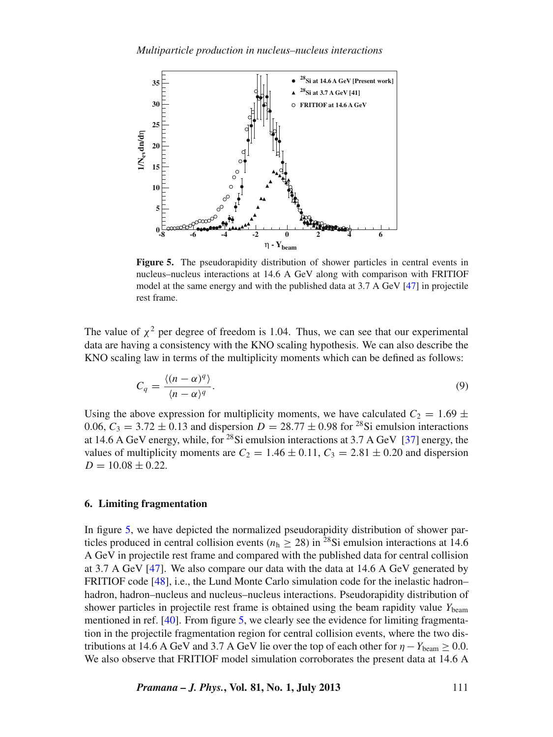**Figure 5.** The pseudorapidity distribution of shower particles in central events in nucleus–nucleus interactions at 14.6 A GeV along with comparison with FRITIOF model at the same energy and with the published data at 3.7 A GeV [47] in projectile rest frame.

The value of $\chi^2$ per degree of freedom is 1.04. Thus, we can see that our experimental data are having a consistency with the KNO scaling hypothesis. We can also describe the KNO scaling law in terms of the multiplicity moments which can be defined as follows:

$$C_q = \frac{\langle (n-\alpha)^q \rangle}{\langle n-\alpha \rangle^q}. \tag{9}$$

Using the above expression for multiplicity moments, we have calculated $C_2 = 1.69 \pm 0.06$, $C_3 = 3.72 \pm 0.13$ and dispersion $D = 28.77 \pm 0.98$ for $^{28}$Si emulsion interactions at 14.6 A GeV energy, while, for $^{28}$Si emulsion interactions at 3.7 A GeV [37] energy, the values of multiplicity moments are $C_2 = 1.46 \pm 0.11$, $C_3 = 2.81 \pm 0.20$ and dispersion $D = 10.08 \pm 0.22$.

## 6. Limiting fragmentation

In figure 5, we have depicted the normalized pseudorapidity distribution of shower particles produced in central collision events ($n_h \geq 28$) in $^{28}$Si emulsion interactions at 14.6 A GeV in projectile rest frame and compared with the published data for central collision at 3.7 A GeV [47]. We also compare our data with the data at 14.6 A GeV generated by FRITIOF code [48], i.e., the Lund Monte Carlo simulation code for the inelastic hadron–hadron, hadron–nucleus and nucleus–nucleus interactions. Pseudorapidity distribution of shower particles in projectile rest frame is obtained using the beam rapidity value $Y_{\text{beam}}$ mentioned in ref. [40]. From figure 5, we clearly see the evidence for limiting fragmentation in the projectile fragmentation region for central collision events, where the two distributions at 14.6 A GeV and 3.7 A GeV lie over the top of each other for $\eta - Y_{\text{beam}} \geq 0.0$. We also observe that FRITIOF model simulation corroborates the present data at 14.6 A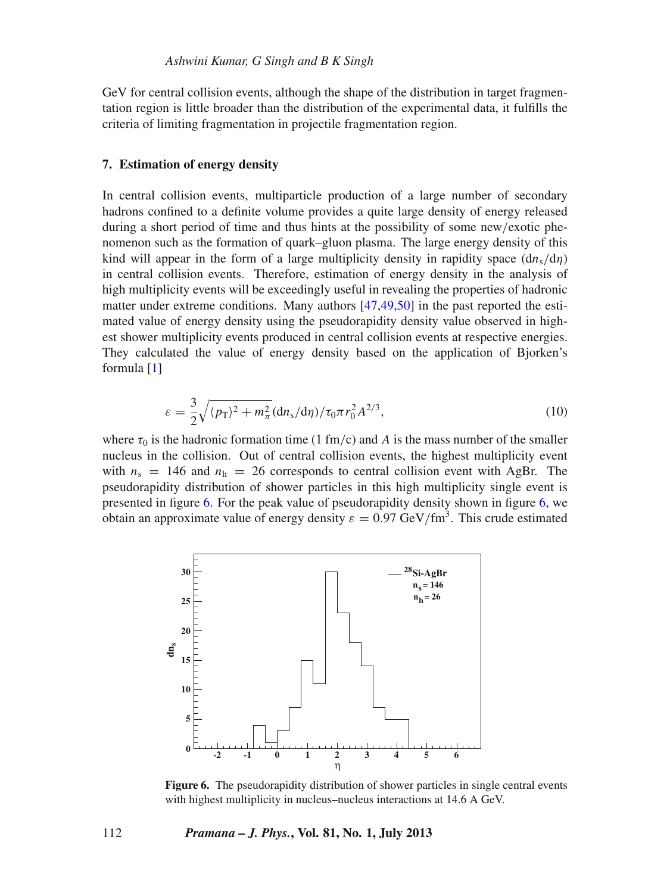GeV for central collision events, although the shape of the distribution in target fragmentation region is little broader than the distribution of the experimental data, it fulfills the criteria of limiting fragmentation in projectile fragmentation region.

## 7. Estimation of energy density

In central collision events, multiparticle production of a large number of secondary hadrons confined to a definite volume provides a quite large density of energy released during a short period of time and thus hints at the possibility of some new/exotic phenomenon such as the formation of quark–gluon plasma. The large energy density of this kind will appear in the form of a large multiplicity density in rapidity space ($\mathrm{d}n_\mathrm{s}/\mathrm{d}\eta$) in central collision events. Therefore, estimation of energy density in the analysis of high multiplicity events will be exceedingly useful in revealing the properties of hadronic matter under extreme conditions. Many authors [47,49,50] in the past reported the estimated value of energy density using the pseudorapidity density value observed in highest shower multiplicity events produced in central collision events at respective energies. They calculated the value of energy density based on the application of Bjorken's formula [1]

$$\varepsilon = \frac{3}{2}\sqrt{\langle p_\mathrm{T}\rangle^2 + m_\pi^2}\,(\mathrm{d}n_\mathrm{s}/\mathrm{d}\eta)/\tau_0 \pi r_0^2 A^{2/3}, \tag{10}$$

where $\tau_0$ is the hadronic formation time (1 fm/c) and $A$ is the mass number of the smaller nucleus in the collision. Out of central collision events, the highest multiplicity event with $n_\mathrm{s} = 146$ and $n_\mathrm{h} = 26$ corresponds to central collision event with AgBr. The pseudorapidity distribution of shower particles in this high multiplicity single event is presented in figure 6. For the peak value of pseudorapidity density shown in figure 6, we obtain an approximate value of energy density $\varepsilon = 0.97$ GeV/fm$^3$. This crude estimated

**Figure 6.** The pseudorapidity distribution of shower particles in single central events with highest multiplicity in nucleus–nucleus interactions at 14.6 A GeV.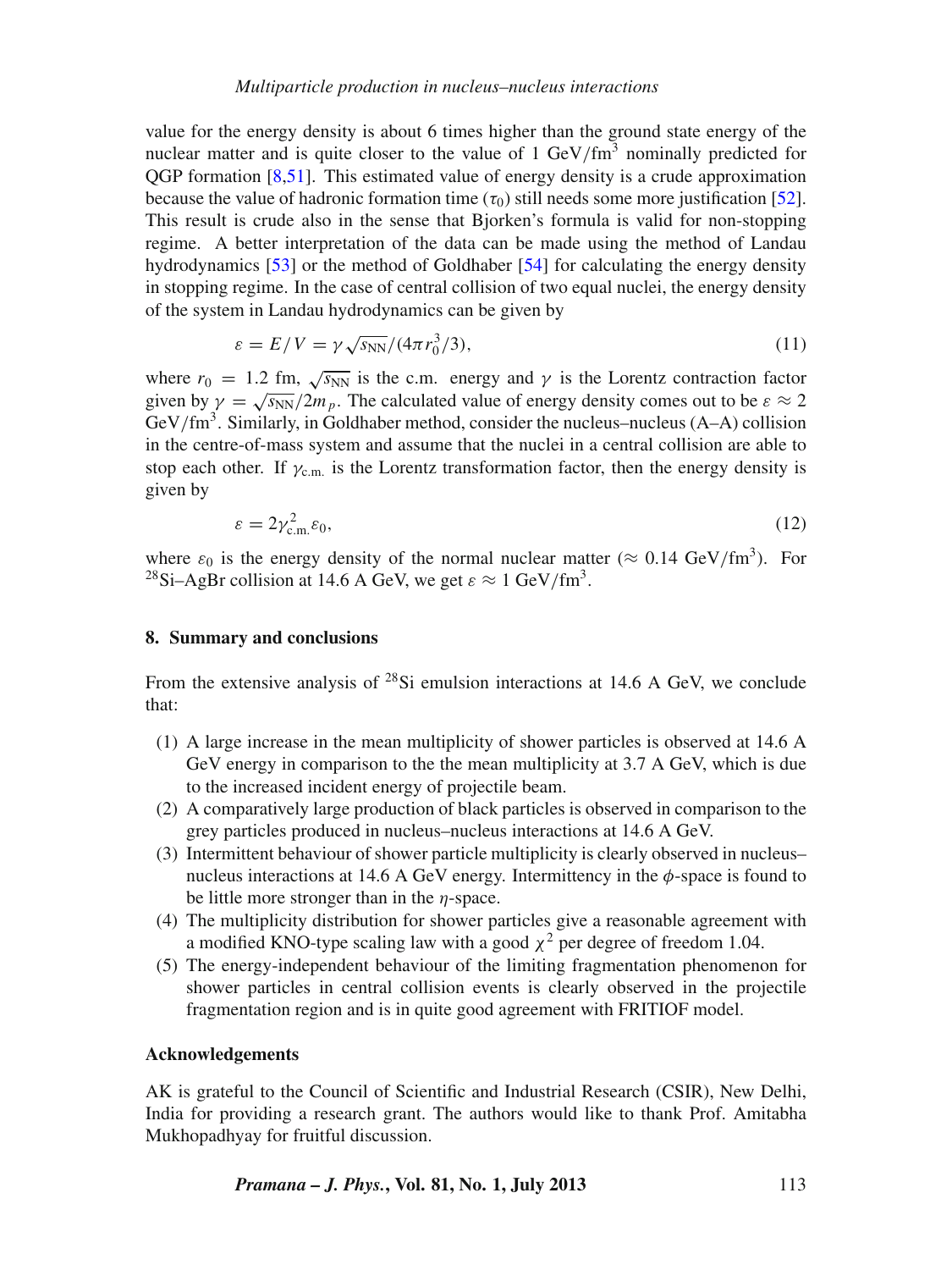value for the energy density is about 6 times higher than the ground state energy of the nuclear matter and is quite closer to the value of 1 GeV/fm$^3$ nominally predicted for QGP formation [8,51]. This estimated value of energy density is a crude approximation because the value of hadronic formation time ($\tau_0$) still needs some more justification [52]. This result is crude also in the sense that Bjorken's formula is valid for non-stopping regime. A better interpretation of the data can be made using the method of Landau hydrodynamics [53] or the method of Goldhaber [54] for calculating the energy density in stopping regime. In the case of central collision of two equal nuclei, the energy density of the system in Landau hydrodynamics can be given by

$$\varepsilon = E/V = \gamma\sqrt{s_{\rm NN}}/(4\pi r_0^3/3), \tag{11}$$

where $r_0 = 1.2$ fm, $\sqrt{s_{\rm NN}}$ is the c.m. energy and $\gamma$ is the Lorentz contraction factor given by $\gamma = \sqrt{s_{\rm NN}}/2m_p$. The calculated value of energy density comes out to be $\varepsilon \approx 2$ GeV/fm$^3$. Similarly, in Goldhaber method, consider the nucleus–nucleus (A–A) collision in the centre-of-mass system and assume that the nuclei in a central collision are able to stop each other. If $\gamma_{\rm c.m.}$ is the Lorentz transformation factor, then the energy density is given by

$$\varepsilon = 2\gamma_{\rm c.m.}^2\varepsilon_0, \tag{12}$$

where $\varepsilon_0$ is the energy density of the normal nuclear matter ($\approx 0.14$ GeV/fm$^3$). For $^{28}$Si–AgBr collision at 14.6 A GeV, we get $\varepsilon \approx 1$ GeV/fm$^3$.

## 8. Summary and conclusions

From the extensive analysis of $^{28}$Si emulsion interactions at 14.6 A GeV, we conclude that:

(1) A large increase in the mean multiplicity of shower particles is observed at 14.6 A GeV energy in comparison to the the mean multiplicity at 3.7 A GeV, which is due to the increased incident energy of projectile beam.
(2) A comparatively large production of black particles is observed in comparison to the grey particles produced in nucleus–nucleus interactions at 14.6 A GeV.
(3) Intermittent behaviour of shower particle multiplicity is clearly observed in nucleus–nucleus interactions at 14.6 A GeV energy. Intermittency in the $\phi$-space is found to be little more stronger than in the $\eta$-space.
(4) The multiplicity distribution for shower particles give a reasonable agreement with a modified KNO-type scaling law with a good $\chi^2$ per degree of freedom 1.04.
(5) The energy-independent behaviour of the limiting fragmentation phenomenon for shower particles in central collision events is clearly observed in the projectile fragmentation region and is in quite good agreement with FRITIOF model.

### Acknowledgements

AK is grateful to the Council of Scientific and Industrial Research (CSIR), New Delhi, India for providing a research grant. The authors would like to thank Prof. Amitabha Mukhopadhyay for fruitful discussion.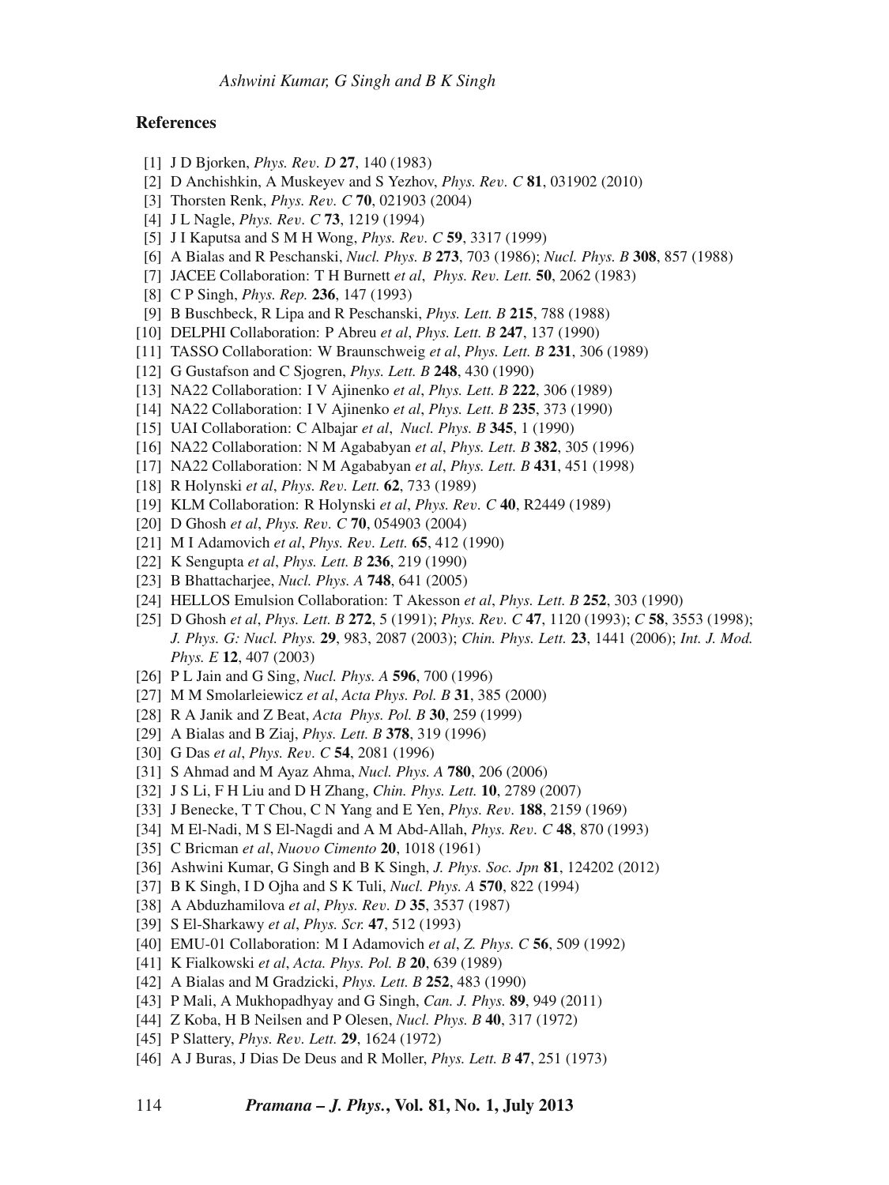## References

[1] J D Bjorken, *Phys. Rev. D* **27**, 140 (1983)

[2] D Anchishkin, A Muskeyev and S Yezhov, *Phys. Rev. C* **81**, 031902 (2010)

[3] Thorsten Renk, *Phys. Rev. C* **70**, 021903 (2004)

[4] J L Nagle, *Phys. Rev. C* **73**, 1219 (1994)

[5] J I Kaputsa and S M H Wong, *Phys. Rev. C* **59**, 3317 (1999)

[6] A Bialas and R Peschanski, *Nucl. Phys. B* **273**, 703 (1986); *Nucl. Phys. B* **308**, 857 (1988)

[7] JACEE Collaboration: T H Burnett *et al*, *Phys. Rev. Lett.* **50**, 2062 (1983)

[8] C P Singh, *Phys. Rep.* **236**, 147 (1993)

[9] B Buschbeck, R Lipa and R Peschanski, *Phys. Lett. B* **215**, 788 (1988)

[10] DELPHI Collaboration: P Abreu *et al*, *Phys. Lett. B* **247**, 137 (1990)

[11] TASSO Collaboration: W Braunschweig *et al*, *Phys. Lett. B* **231**, 306 (1989)

[12] G Gustafson and C Sjogren, *Phys. Lett. B* **248**, 430 (1990)

[13] NA22 Collaboration: I V Ajinenko *et al*, *Phys. Lett. B* **222**, 306 (1989)

[14] NA22 Collaboration: I V Ajinenko *et al*, *Phys. Lett. B* **235**, 373 (1990)

[15] UAI Collaboration: C Albajar *et al*, *Nucl. Phys. B* **345**, 1 (1990)

[16] NA22 Collaboration: N M Agababyan *et al*, *Phys. Lett. B* **382**, 305 (1996)

[17] NA22 Collaboration: N M Agababyan *et al*, *Phys. Lett. B* **431**, 451 (1998)

[18] R Holynski *et al*, *Phys. Rev. Lett.* **62**, 733 (1989)

[19] KLM Collaboration: R Holynski *et al*, *Phys. Rev. C* **40**, R2449 (1989)

[20] D Ghosh *et al*, *Phys. Rev. C* **70**, 054903 (2004)

[21] M I Adamovich *et al*, *Phys. Rev. Lett.* **65**, 412 (1990)

[22] K Sengupta *et al*, *Phys. Lett. B* **236**, 219 (1990)

[23] B Bhattacharjee, *Nucl. Phys. A* **748**, 641 (2005)

[24] HELLOS Emulsion Collaboration: T Akesson *et al*, *Phys. Lett. B* **252**, 303 (1990)

[25] D Ghosh *et al*, *Phys. Lett. B* **272**, 5 (1991); *Phys. Rev. C* **47**, 1120 (1993); *C* **58**, 3553 (1998); *J. Phys. G: Nucl. Phys.* **29**, 983, 2087 (2003); *Chin. Phys. Lett.* **23**, 1441 (2006); *Int. J. Mod. Phys. E* **12**, 407 (2003)

[26] P L Jain and G Sing, *Nucl. Phys. A* **596**, 700 (1996)

[27] M M Smolarleiewicz *et al*, *Acta Phys. Pol. B* **31**, 385 (2000)

[28] R A Janik and Z Beat, *Acta Phys. Pol. B* **30**, 259 (1999)

[29] A Bialas and B Ziaj, *Phys. Lett. B* **378**, 319 (1996)

[30] G Das *et al*, *Phys. Rev. C* **54**, 2081 (1996)

[31] S Ahmad and M Ayaz Ahma, *Nucl. Phys. A* **780**, 206 (2006)

[32] J S Li, F H Liu and D H Zhang, *Chin. Phys. Lett.* **10**, 2789 (2007)

[33] J Benecke, T T Chou, C N Yang and E Yen, *Phys. Rev.* **188**, 2159 (1969)

[34] M El-Nadi, M S El-Nagdi and A M Abd-Allah, *Phys. Rev. C* **48**, 870 (1993)

[35] C Bricman *et al*, *Nuovo Cimento* **20**, 1018 (1961)

[36] Ashwini Kumar, G Singh and B K Singh, *J. Phys. Soc. Jpn* **81**, 124202 (2012)

[37] B K Singh, I D Ojha and S K Tuli, *Nucl. Phys. A* **570**, 822 (1994)

[38] A Abduzhamilova *et al*, *Phys. Rev. D* **35**, 3537 (1987)

[39] S El-Sharkawy *et al*, *Phys. Scr.* **47**, 512 (1993)

[40] EMU-01 Collaboration: M I Adamovich *et al*, *Z. Phys. C* **56**, 509 (1992)

[41] K Fialkowski *et al*, *Acta. Phys. Pol. B* **20**, 639 (1989)

[42] A Bialas and M Gradzicki, *Phys. Lett. B* **252**, 483 (1990)

[43] P Mali, A Mukhopadhyay and G Singh, *Can. J. Phys.* **89**, 949 (2011)

[44] Z Koba, H B Neilsen and P Olesen, *Nucl. Phys. B* **40**, 317 (1972)

[45] P Slattery, *Phys. Rev. Lett.* **29**, 1624 (1972)

[46] A J Buras, J Dias De Deus and R Moller, *Phys. Lett. B* **47**, 251 (1973)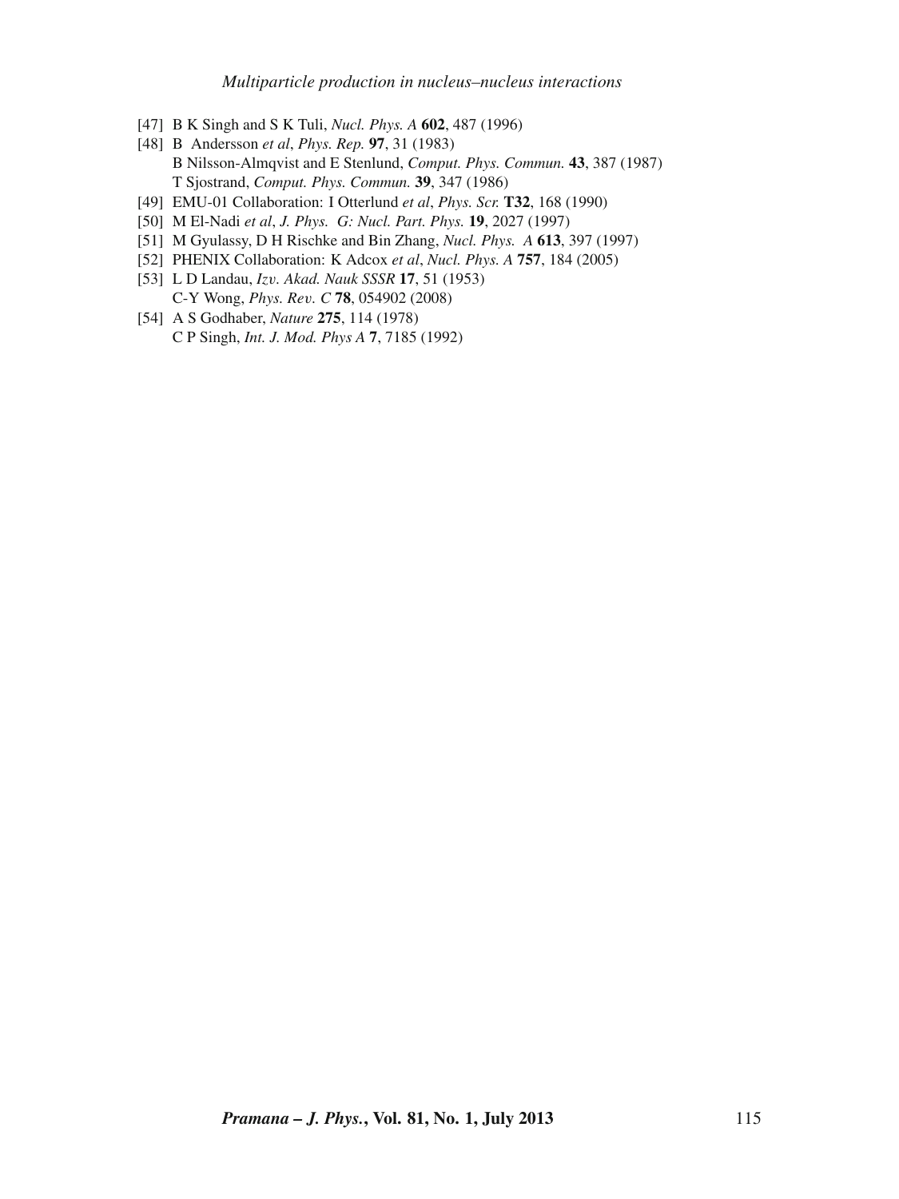[47] B K Singh and S K Tuli, *Nucl. Phys. A* **602**, 487 (1996)

[48] B Andersson *et al*, *Phys. Rep.* **97**, 31 (1983)
B Nilsson-Almqvist and E Stenlund, *Comput. Phys. Commun.* **43**, 387 (1987)
T Sjostrand, *Comput. Phys. Commun.* **39**, 347 (1986)

[49] EMU-01 Collaboration: I Otterlund *et al*, *Phys. Scr.* **T32**, 168 (1990)

[50] M El-Nadi *et al*, *J. Phys. G: Nucl. Part. Phys.* **19**, 2027 (1997)

[51] M Gyulassy, D H Rischke and Bin Zhang, *Nucl. Phys. A* **613**, 397 (1997)

[52] PHENIX Collaboration: K Adcox *et al*, *Nucl. Phys. A* **757**, 184 (2005)

[53] L D Landau, *Izv. Akad. Nauk SSSR* **17**, 51 (1953)
C-Y Wong, *Phys. Rev. C* **78**, 054902 (2008)

[54] A S Godhaber, *Nature* **275**, 114 (1978)
C P Singh, *Int. J. Mod. Phys A* **7**, 7185 (1992)